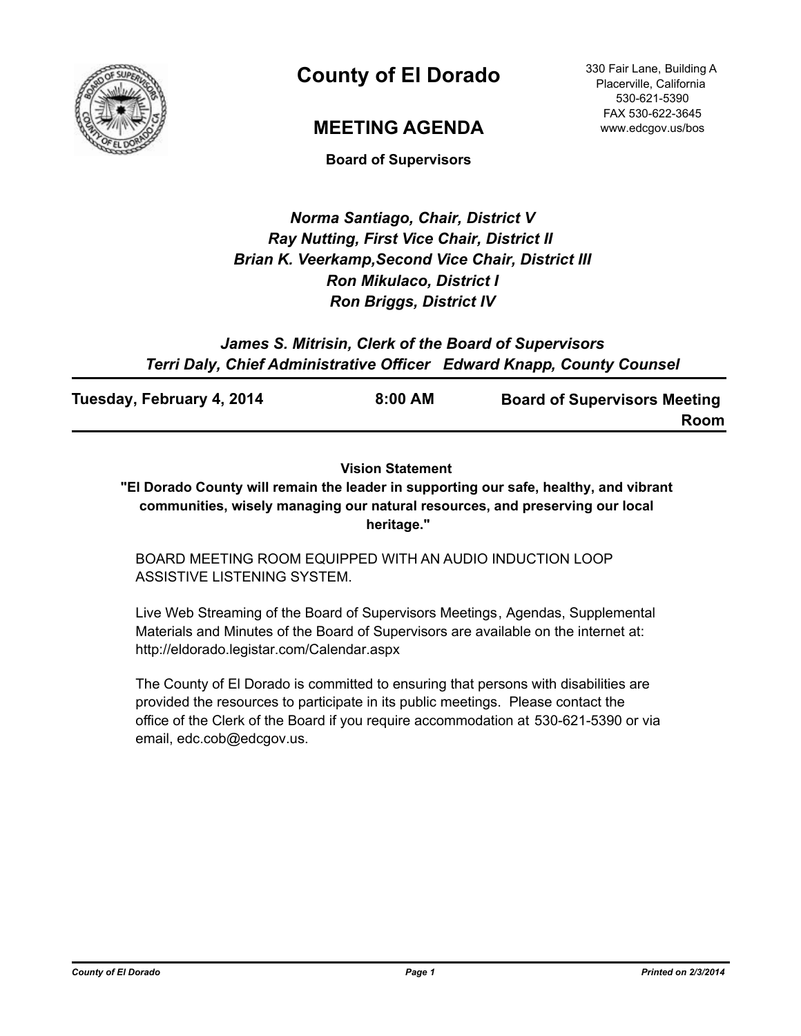# County of El Dorado

330 Fair Lane, Building A
Placerville, California
530-621-5390
FAX 530-622-3645
www.edcgov.us/bos

## MEETING AGENDA

**Board of Supervisors**

*Norma Santiago, Chair, District V*
*Ray Nutting, First Vice Chair, District II*
*Brian K. Veerkamp,Second Vice Chair, District III*
*Ron Mikulaco, District I*
*Ron Briggs, District IV*

*James S. Mitrisin, Clerk of the Board of Supervisors*
*Terri Daly, Chief Administrative Officer   Edward Knapp, County Counsel*

| Tuesday, February 4, 2014 | 8:00 AM | Board of Supervisors Meeting Room |
|---|---|---|

**Vision Statement**

**"El Dorado County will remain the leader in supporting our safe, healthy, and vibrant communities, wisely managing our natural resources, and preserving our local heritage."**

BOARD MEETING ROOM EQUIPPED WITH AN AUDIO INDUCTION LOOP ASSISTIVE LISTENING SYSTEM.

Live Web Streaming of the Board of Supervisors Meetings, Agendas, Supplemental Materials and Minutes of the Board of Supervisors are available on the internet at: http://eldorado.legistar.com/Calendar.aspx

The County of El Dorado is committed to ensuring that persons with disabilities are provided the resources to participate in its public meetings. Please contact the office of the Clerk of the Board if you require accommodation at 530-621-5390 or via email, edc.cob@edcgov.us.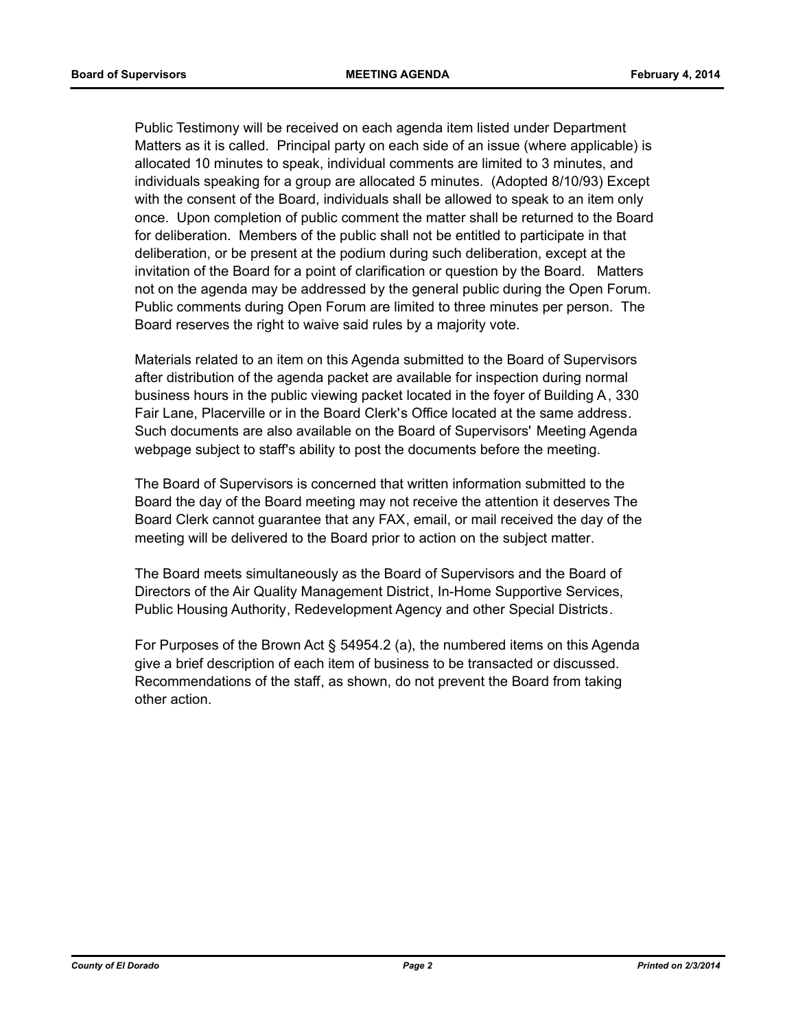Public Testimony will be received on each agenda item listed under Department Matters as it is called. Principal party on each side of an issue (where applicable) is allocated 10 minutes to speak, individual comments are limited to 3 minutes, and individuals speaking for a group are allocated 5 minutes. (Adopted 8/10/93) Except with the consent of the Board, individuals shall be allowed to speak to an item only once. Upon completion of public comment the matter shall be returned to the Board for deliberation. Members of the public shall not be entitled to participate in that deliberation, or be present at the podium during such deliberation, except at the invitation of the Board for a point of clarification or question by the Board. Matters not on the agenda may be addressed by the general public during the Open Forum. Public comments during Open Forum are limited to three minutes per person. The Board reserves the right to waive said rules by a majority vote.

Materials related to an item on this Agenda submitted to the Board of Supervisors after distribution of the agenda packet are available for inspection during normal business hours in the public viewing packet located in the foyer of Building A, 330 Fair Lane, Placerville or in the Board Clerk's Office located at the same address. Such documents are also available on the Board of Supervisors' Meeting Agenda webpage subject to staff's ability to post the documents before the meeting.

The Board of Supervisors is concerned that written information submitted to the Board the day of the Board meeting may not receive the attention it deserves The Board Clerk cannot guarantee that any FAX, email, or mail received the day of the meeting will be delivered to the Board prior to action on the subject matter.

The Board meets simultaneously as the Board of Supervisors and the Board of Directors of the Air Quality Management District, In-Home Supportive Services, Public Housing Authority, Redevelopment Agency and other Special Districts.

For Purposes of the Brown Act § 54954.2 (a), the numbered items on this Agenda give a brief description of each item of business to be transacted or discussed. Recommendations of the staff, as shown, do not prevent the Board from taking other action.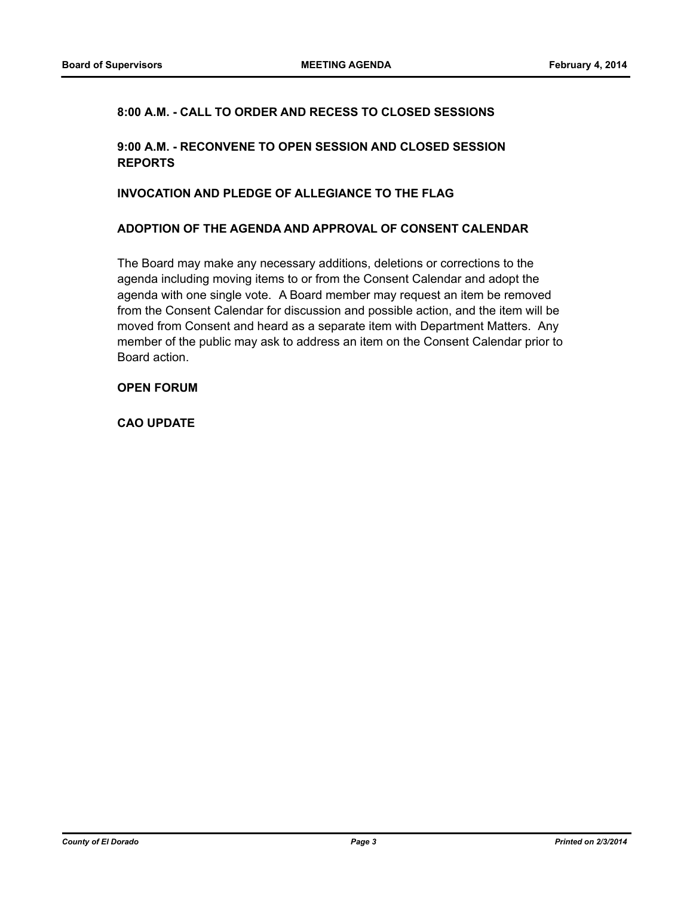**8:00 A.M. - CALL TO ORDER AND RECESS TO CLOSED SESSIONS**

**9:00 A.M. - RECONVENE TO OPEN SESSION AND CLOSED SESSION REPORTS**

**INVOCATION AND PLEDGE OF ALLEGIANCE TO THE FLAG**

**ADOPTION OF THE AGENDA AND APPROVAL OF CONSENT CALENDAR**

The Board may make any necessary additions, deletions or corrections to the agenda including moving items to or from the Consent Calendar and adopt the agenda with one single vote. A Board member may request an item be removed from the Consent Calendar for discussion and possible action, and the item will be moved from Consent and heard as a separate item with Department Matters. Any member of the public may ask to address an item on the Consent Calendar prior to Board action.

**OPEN FORUM**

**CAO UPDATE**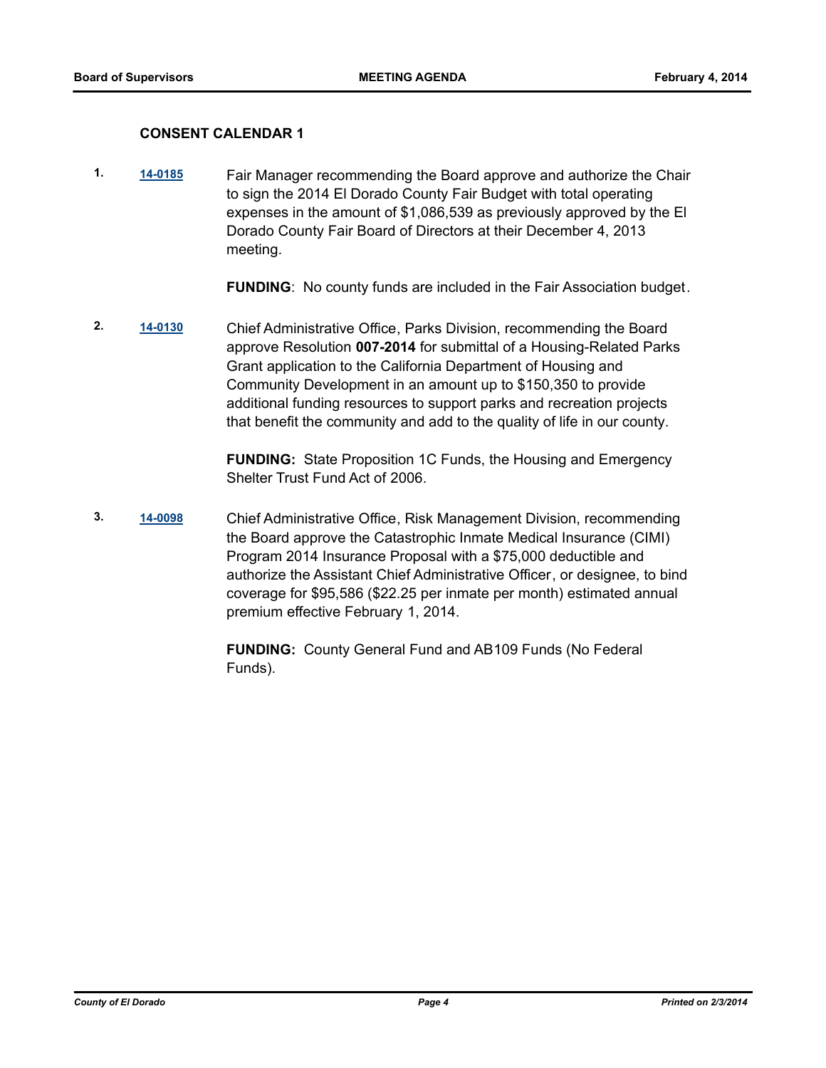### CONSENT CALENDAR 1

**1.** **14-0185** Fair Manager recommending the Board approve and authorize the Chair to sign the 2014 El Dorado County Fair Budget with total operating expenses in the amount of $1,086,539 as previously approved by the El Dorado County Fair Board of Directors at their December 4, 2013 meeting.

**FUNDING**: No county funds are included in the Fair Association budget.

**2.** **14-0130** Chief Administrative Office, Parks Division, recommending the Board approve Resolution **007-2014** for submittal of a Housing-Related Parks Grant application to the California Department of Housing and Community Development in an amount up to $150,350 to provide additional funding resources to support parks and recreation projects that benefit the community and add to the quality of life in our county.

**FUNDING:** State Proposition 1C Funds, the Housing and Emergency Shelter Trust Fund Act of 2006.

**3.** **14-0098** Chief Administrative Office, Risk Management Division, recommending the Board approve the Catastrophic Inmate Medical Insurance (CIMI) Program 2014 Insurance Proposal with a $75,000 deductible and authorize the Assistant Chief Administrative Officer, or designee, to bind coverage for $95,586 ($22.25 per inmate per month) estimated annual premium effective February 1, 2014.

**FUNDING:** County General Fund and AB109 Funds (No Federal Funds).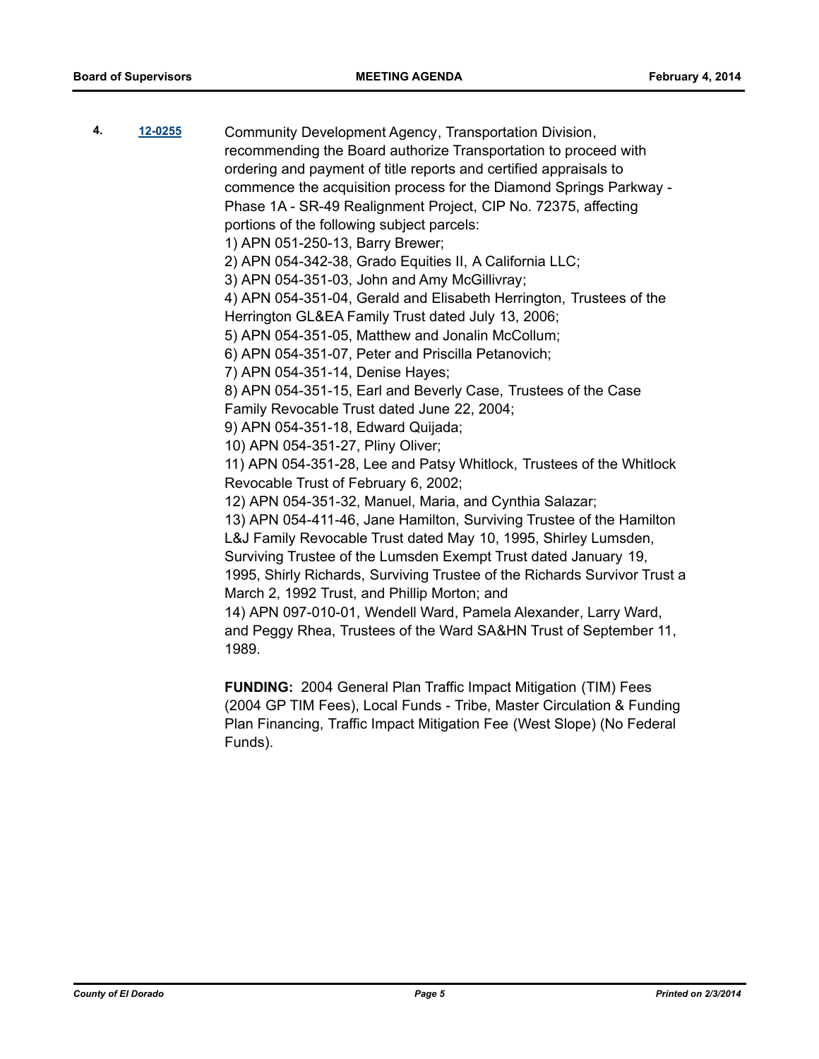**4.** [12-0255](12-0255) Community Development Agency, Transportation Division, recommending the Board authorize Transportation to proceed with ordering and payment of title reports and certified appraisals to commence the acquisition process for the Diamond Springs Parkway - Phase 1A - SR-49 Realignment Project, CIP No. 72375, affecting portions of the following subject parcels:

1) APN 051-250-13, Barry Brewer;
2) APN 054-342-38, Grado Equities II, A California LLC;
3) APN 054-351-03, John and Amy McGillivray;
4) APN 054-351-04, Gerald and Elisabeth Herrington, Trustees of the Herrington GL&EA Family Trust dated July 13, 2006;
5) APN 054-351-05, Matthew and Jonalin McCollum;
6) APN 054-351-07, Peter and Priscilla Petanovich;
7) APN 054-351-14, Denise Hayes;
8) APN 054-351-15, Earl and Beverly Case, Trustees of the Case Family Revocable Trust dated June 22, 2004;
9) APN 054-351-18, Edward Quijada;
10) APN 054-351-27, Pliny Oliver;
11) APN 054-351-28, Lee and Patsy Whitlock, Trustees of the Whitlock Revocable Trust of February 6, 2002;
12) APN 054-351-32, Manuel, Maria, and Cynthia Salazar;
13) APN 054-411-46, Jane Hamilton, Surviving Trustee of the Hamilton L&J Family Revocable Trust dated May 10, 1995, Shirley Lumsden, Surviving Trustee of the Lumsden Exempt Trust dated January 19, 1995, Shirly Richards, Surviving Trustee of the Richards Survivor Trust a March 2, 1992 Trust, and Phillip Morton; and
14) APN 097-010-01, Wendell Ward, Pamela Alexander, Larry Ward, and Peggy Rhea, Trustees of the Ward SA&HN Trust of September 11, 1989.

**FUNDING:** 2004 General Plan Traffic Impact Mitigation (TIM) Fees (2004 GP TIM Fees), Local Funds - Tribe, Master Circulation & Funding Plan Financing, Traffic Impact Mitigation Fee (West Slope) (No Federal Funds).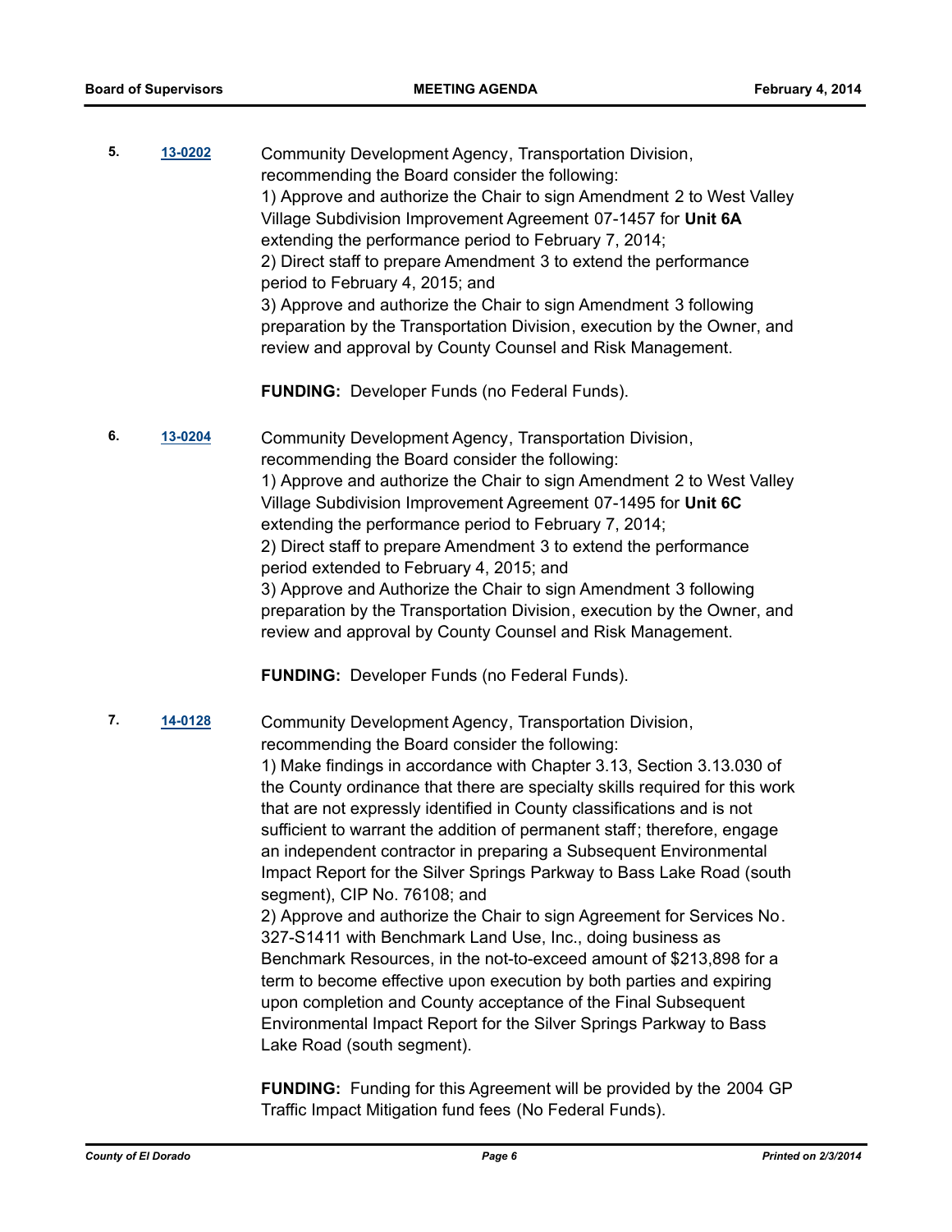**5.** **13-0202**

Community Development Agency, Transportation Division, recommending the Board consider the following:
1) Approve and authorize the Chair to sign Amendment 2 to West Valley Village Subdivision Improvement Agreement 07-1457 for **Unit 6A** extending the performance period to February 7, 2014;
2) Direct staff to prepare Amendment 3 to extend the performance period to February 4, 2015; and
3) Approve and authorize the Chair to sign Amendment 3 following preparation by the Transportation Division, execution by the Owner, and review and approval by County Counsel and Risk Management.

**FUNDING:** Developer Funds (no Federal Funds).

**6.** **13-0204**

Community Development Agency, Transportation Division, recommending the Board consider the following:
1) Approve and authorize the Chair to sign Amendment 2 to West Valley Village Subdivision Improvement Agreement 07-1495 for **Unit 6C** extending the performance period to February 7, 2014;
2) Direct staff to prepare Amendment 3 to extend the performance period extended to February 4, 2015; and
3) Approve and Authorize the Chair to sign Amendment 3 following preparation by the Transportation Division, execution by the Owner, and review and approval by County Counsel and Risk Management.

**FUNDING:** Developer Funds (no Federal Funds).

**7.** **14-0128**

Community Development Agency, Transportation Division, recommending the Board consider the following:
1) Make findings in accordance with Chapter 3.13, Section 3.13.030 of the County ordinance that there are specialty skills required for this work that are not expressly identified in County classifications and is not sufficient to warrant the addition of permanent staff; therefore, engage an independent contractor in preparing a Subsequent Environmental Impact Report for the Silver Springs Parkway to Bass Lake Road (south segment), CIP No. 76108; and
2) Approve and authorize the Chair to sign Agreement for Services No. 327-S1411 with Benchmark Land Use, Inc., doing business as Benchmark Resources, in the not-to-exceed amount of $213,898 for a term to become effective upon execution by both parties and expiring upon completion and County acceptance of the Final Subsequent Environmental Impact Report for the Silver Springs Parkway to Bass Lake Road (south segment).

**FUNDING:** Funding for this Agreement will be provided by the 2004 GP Traffic Impact Mitigation fund fees (No Federal Funds).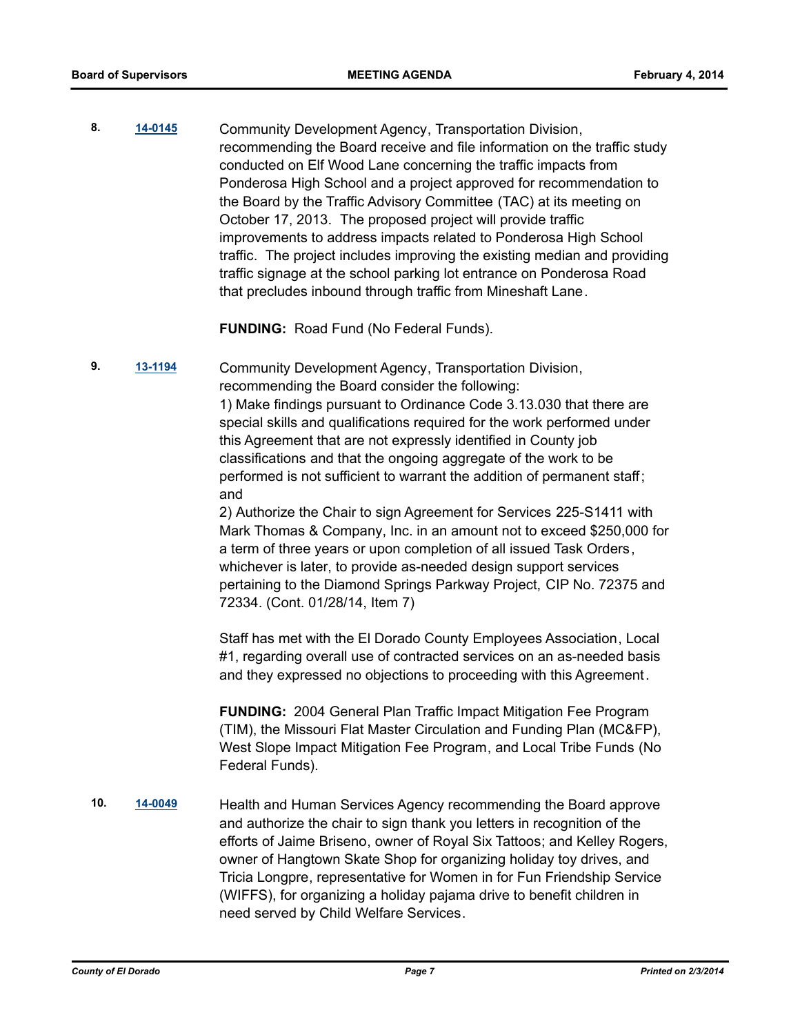**8.** **14-0145** Community Development Agency, Transportation Division, recommending the Board receive and file information on the traffic study conducted on Elf Wood Lane concerning the traffic impacts from Ponderosa High School and a project approved for recommendation to the Board by the Traffic Advisory Committee (TAC) at its meeting on October 17, 2013. The proposed project will provide traffic improvements to address impacts related to Ponderosa High School traffic. The project includes improving the existing median and providing traffic signage at the school parking lot entrance on Ponderosa Road that precludes inbound through traffic from Mineshaft Lane.

**FUNDING:** Road Fund (No Federal Funds).

**9.** **13-1194** Community Development Agency, Transportation Division, recommending the Board consider the following:
1) Make findings pursuant to Ordinance Code 3.13.030 that there are special skills and qualifications required for the work performed under this Agreement that are not expressly identified in County job classifications and that the ongoing aggregate of the work to be performed is not sufficient to warrant the addition of permanent staff; and
2) Authorize the Chair to sign Agreement for Services 225-S1411 with Mark Thomas & Company, Inc. in an amount not to exceed $250,000 for a term of three years or upon completion of all issued Task Orders, whichever is later, to provide as-needed design support services pertaining to the Diamond Springs Parkway Project, CIP No. 72375 and 72334. (Cont. 01/28/14, Item 7)

Staff has met with the El Dorado County Employees Association, Local #1, regarding overall use of contracted services on an as-needed basis and they expressed no objections to proceeding with this Agreement.

**FUNDING:** 2004 General Plan Traffic Impact Mitigation Fee Program (TIM), the Missouri Flat Master Circulation and Funding Plan (MC&FP), West Slope Impact Mitigation Fee Program, and Local Tribe Funds (No Federal Funds).

**10.** **14-0049** Health and Human Services Agency recommending the Board approve and authorize the chair to sign thank you letters in recognition of the efforts of Jaime Briseno, owner of Royal Six Tattoos; and Kelley Rogers, owner of Hangtown Skate Shop for organizing holiday toy drives, and Tricia Longpre, representative for Women in for Fun Friendship Service (WIFFS), for organizing a holiday pajama drive to benefit children in need served by Child Welfare Services.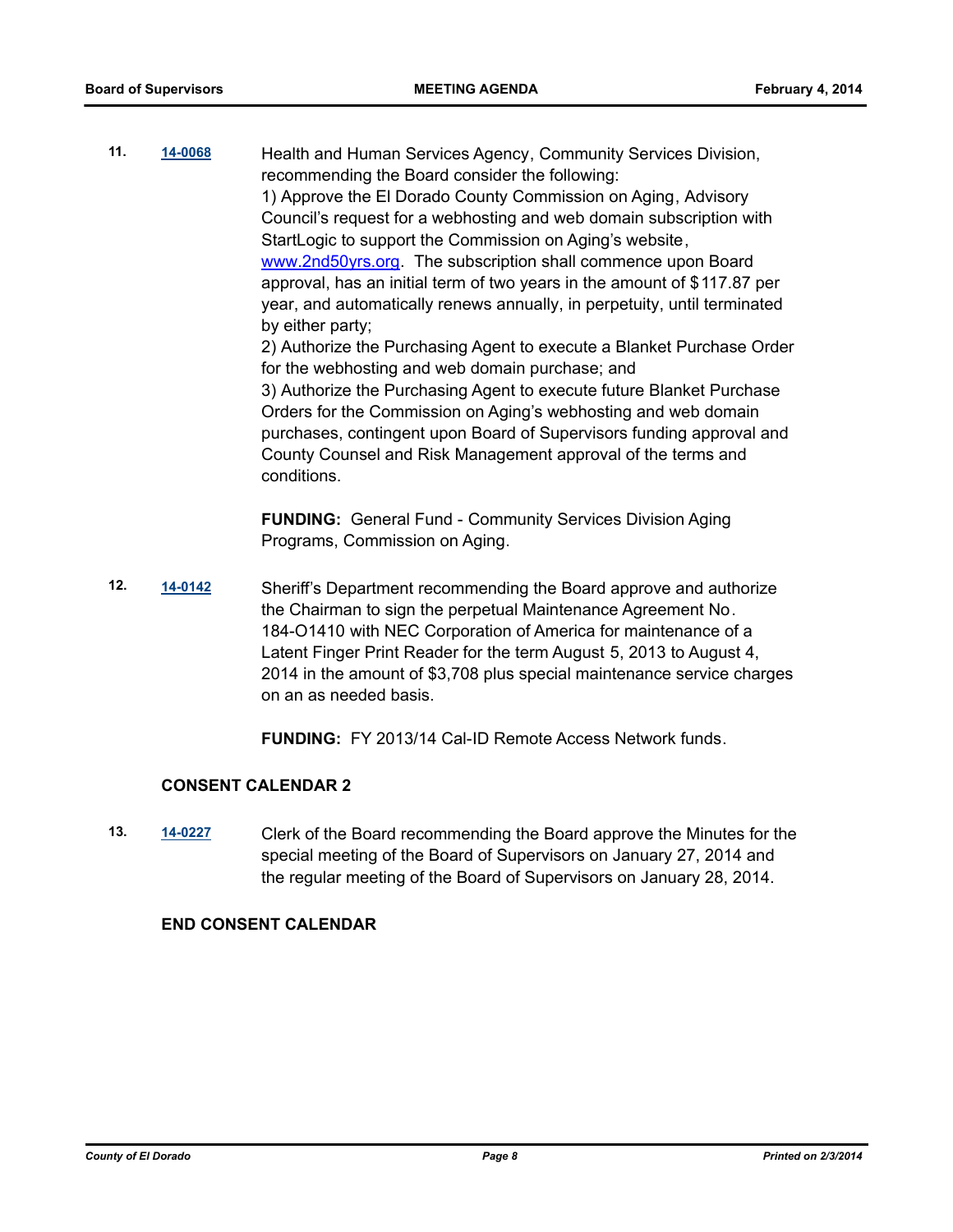**11.** **14-0068** Health and Human Services Agency, Community Services Division, recommending the Board consider the following:
1) Approve the El Dorado County Commission on Aging, Advisory Council's request for a webhosting and web domain subscription with StartLogic to support the Commission on Aging's website, www.2nd50yrs.org. The subscription shall commence upon Board approval, has an initial term of two years in the amount of $117.87 per year, and automatically renews annually, in perpetuity, until terminated by either party;
2) Authorize the Purchasing Agent to execute a Blanket Purchase Order for the webhosting and web domain purchase; and
3) Authorize the Purchasing Agent to execute future Blanket Purchase Orders for the Commission on Aging's webhosting and web domain purchases, contingent upon Board of Supervisors funding approval and County Counsel and Risk Management approval of the terms and conditions.

**FUNDING:** General Fund - Community Services Division Aging Programs, Commission on Aging.

**12.** **14-0142** Sheriff's Department recommending the Board approve and authorize the Chairman to sign the perpetual Maintenance Agreement No. 184-O1410 with NEC Corporation of America for maintenance of a Latent Finger Print Reader for the term August 5, 2013 to August 4, 2014 in the amount of $3,708 plus special maintenance service charges on an as needed basis.

**FUNDING:** FY 2013/14 Cal-ID Remote Access Network funds.

**CONSENT CALENDAR 2**

**13.** **14-0227** Clerk of the Board recommending the Board approve the Minutes for the special meeting of the Board of Supervisors on January 27, 2014 and the regular meeting of the Board of Supervisors on January 28, 2014.

**END CONSENT CALENDAR**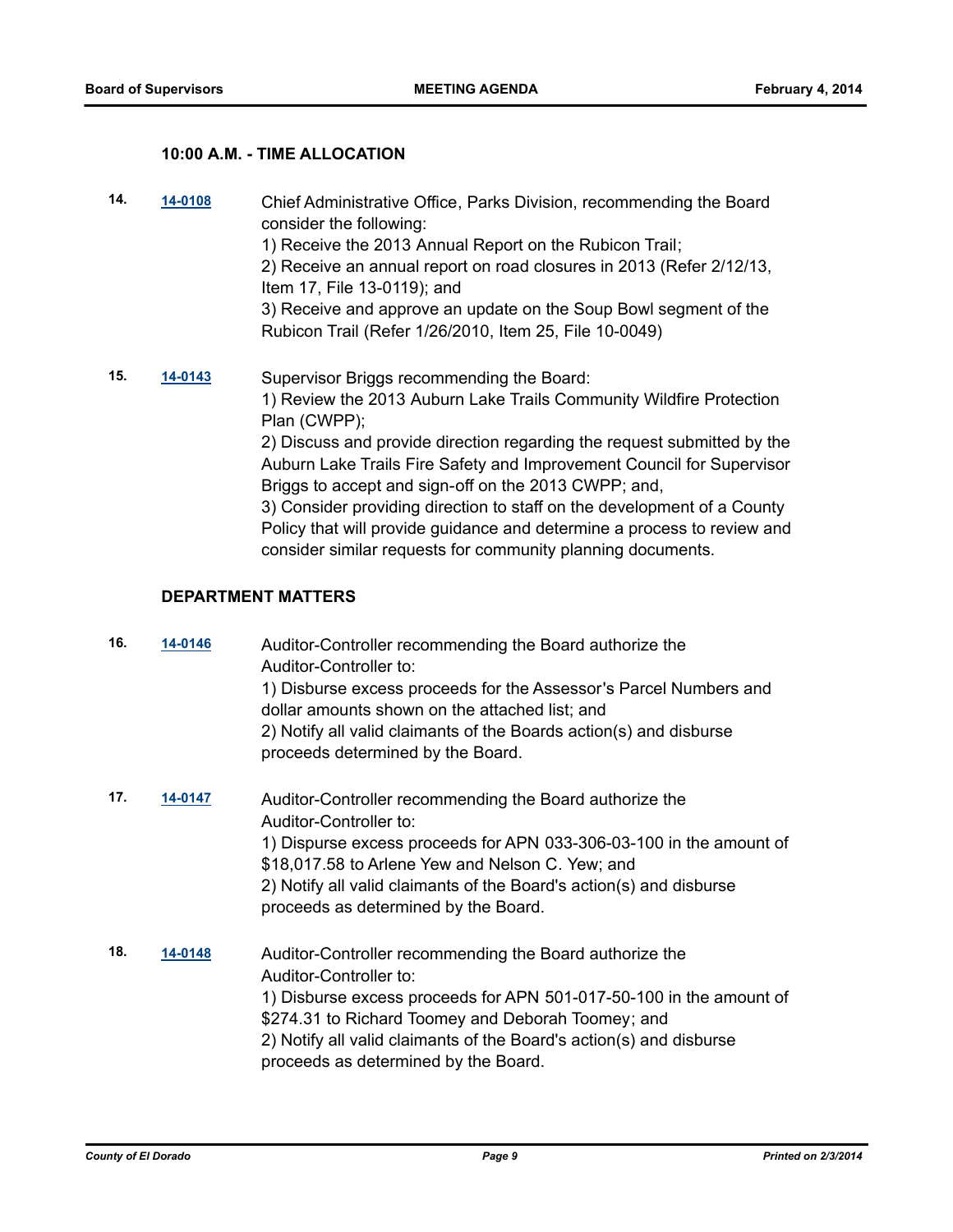### 10:00 A.M. - TIME ALLOCATION

**14.** **14-0108** Chief Administrative Office, Parks Division, recommending the Board consider the following:
1) Receive the 2013 Annual Report on the Rubicon Trail;
2) Receive an annual report on road closures in 2013 (Refer 2/12/13, Item 17, File 13-0119); and
3) Receive and approve an update on the Soup Bowl segment of the Rubicon Trail (Refer 1/26/2010, Item 25, File 10-0049)

**15.** **14-0143** Supervisor Briggs recommending the Board:
1) Review the 2013 Auburn Lake Trails Community Wildfire Protection Plan (CWPP);
2) Discuss and provide direction regarding the request submitted by the Auburn Lake Trails Fire Safety and Improvement Council for Supervisor Briggs to accept and sign-off on the 2013 CWPP; and,
3) Consider providing direction to staff on the development of a County Policy that will provide guidance and determine a process to review and consider similar requests for community planning documents.

### DEPARTMENT MATTERS

**16.** **14-0146** Auditor-Controller recommending the Board authorize the Auditor-Controller to:
1) Disburse excess proceeds for the Assessor's Parcel Numbers and dollar amounts shown on the attached list; and
2) Notify all valid claimants of the Boards action(s) and disburse proceeds determined by the Board.

**17.** **14-0147** Auditor-Controller recommending the Board authorize the Auditor-Controller to:
1) Dispurse excess proceeds for APN 033-306-03-100 in the amount of $18,017.58 to Arlene Yew and Nelson C. Yew; and
2) Notify all valid claimants of the Board's action(s) and disburse proceeds as determined by the Board.

**18.** **14-0148** Auditor-Controller recommending the Board authorize the Auditor-Controller to:
1) Disburse excess proceeds for APN 501-017-50-100 in the amount of $274.31 to Richard Toomey and Deborah Toomey; and
2) Notify all valid claimants of the Board's action(s) and disburse proceeds as determined by the Board.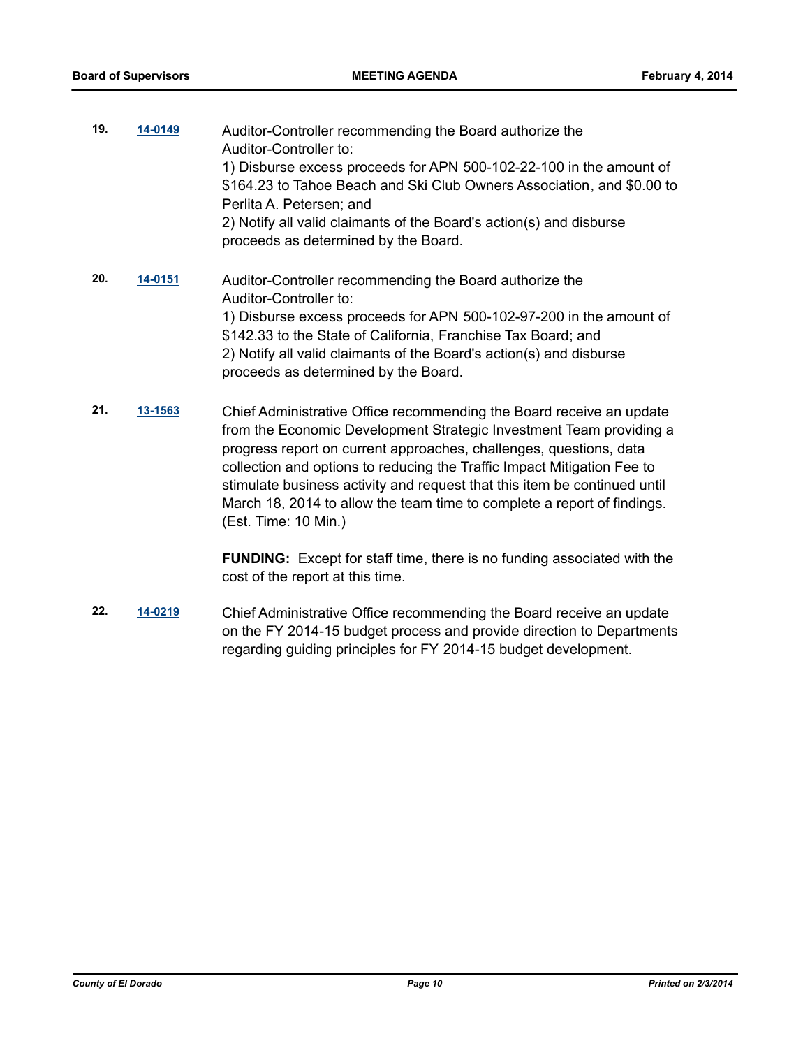**19.** **14-0149** Auditor-Controller recommending the Board authorize the Auditor-Controller to:
1) Disburse excess proceeds for APN 500-102-22-100 in the amount of $164.23 to Tahoe Beach and Ski Club Owners Association, and $0.00 to Perlita A. Petersen; and
2) Notify all valid claimants of the Board's action(s) and disburse proceeds as determined by the Board.

**20.** **14-0151** Auditor-Controller recommending the Board authorize the Auditor-Controller to:
1) Disburse excess proceeds for APN 500-102-97-200 in the amount of $142.33 to the State of California, Franchise Tax Board; and
2) Notify all valid claimants of the Board's action(s) and disburse proceeds as determined by the Board.

**21.** **13-1563** Chief Administrative Office recommending the Board receive an update from the Economic Development Strategic Investment Team providing a progress report on current approaches, challenges, questions, data collection and options to reducing the Traffic Impact Mitigation Fee to stimulate business activity and request that this item be continued until March 18, 2014 to allow the team time to complete a report of findings. (Est. Time: 10 Min.)

**FUNDING:** Except for staff time, there is no funding associated with the cost of the report at this time.

**22.** **14-0219** Chief Administrative Office recommending the Board receive an update on the FY 2014-15 budget process and provide direction to Departments regarding guiding principles for FY 2014-15 budget development.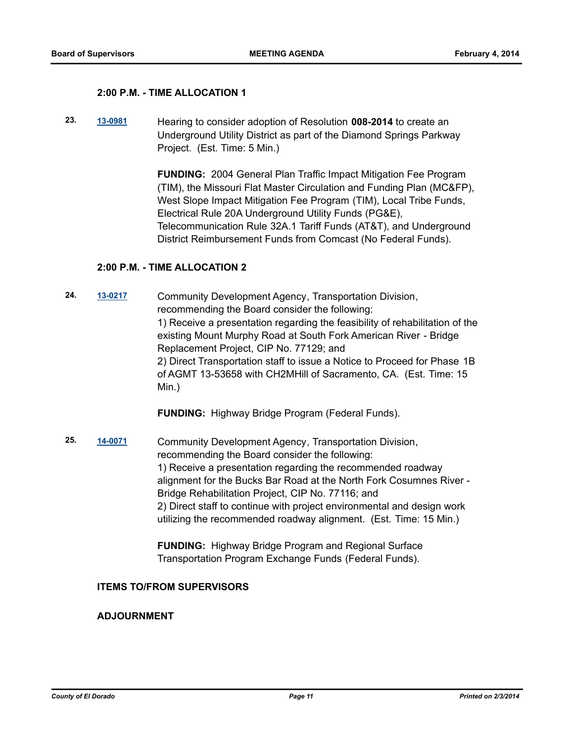**2:00 P.M. - TIME ALLOCATION 1**

**23.** 13-0981 Hearing to consider adoption of Resolution **008-2014** to create an Underground Utility District as part of the Diamond Springs Parkway Project. (Est. Time: 5 Min.)

**FUNDING:** 2004 General Plan Traffic Impact Mitigation Fee Program (TIM), the Missouri Flat Master Circulation and Funding Plan (MC&FP), West Slope Impact Mitigation Fee Program (TIM), Local Tribe Funds, Electrical Rule 20A Underground Utility Funds (PG&E), Telecommunication Rule 32A.1 Tariff Funds (AT&T), and Underground District Reimbursement Funds from Comcast (No Federal Funds).

**2:00 P.M. - TIME ALLOCATION 2**

**24.** 13-0217 Community Development Agency, Transportation Division, recommending the Board consider the following:
1) Receive a presentation regarding the feasibility of rehabilitation of the existing Mount Murphy Road at South Fork American River - Bridge Replacement Project, CIP No. 77129; and
2) Direct Transportation staff to issue a Notice to Proceed for Phase 1B of AGMT 13-53658 with CH2MHill of Sacramento, CA. (Est. Time: 15 Min.)

**FUNDING:** Highway Bridge Program (Federal Funds).

**25.** 14-0071 Community Development Agency, Transportation Division, recommending the Board consider the following:
1) Receive a presentation regarding the recommended roadway alignment for the Bucks Bar Road at the North Fork Cosumnes River - Bridge Rehabilitation Project, CIP No. 77116; and
2) Direct staff to continue with project environmental and design work utilizing the recommended roadway alignment. (Est. Time: 15 Min.)

**FUNDING:** Highway Bridge Program and Regional Surface Transportation Program Exchange Funds (Federal Funds).

**ITEMS TO/FROM SUPERVISORS**

**ADJOURNMENT**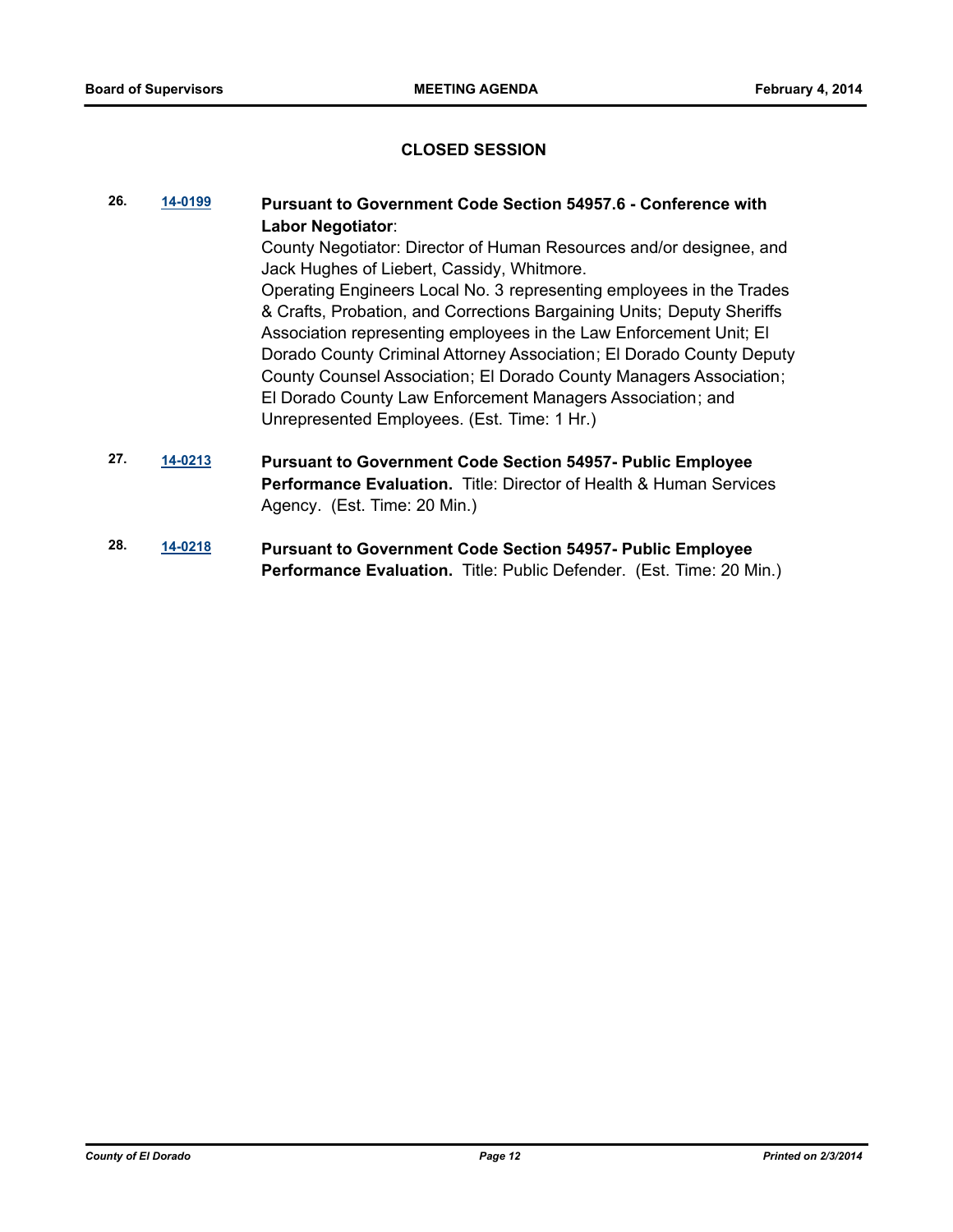## CLOSED SESSION

**26.** 14-0199 **Pursuant to Government Code Section 54957.6 - Conference with Labor Negotiator**:
County Negotiator: Director of Human Resources and/or designee, and Jack Hughes of Liebert, Cassidy, Whitmore.
Operating Engineers Local No. 3 representing employees in the Trades & Crafts, Probation, and Corrections Bargaining Units; Deputy Sheriffs Association representing employees in the Law Enforcement Unit; El Dorado County Criminal Attorney Association; El Dorado County Deputy County Counsel Association; El Dorado County Managers Association; El Dorado County Law Enforcement Managers Association; and Unrepresented Employees. (Est. Time: 1 Hr.)

**27.** 14-0213 **Pursuant to Government Code Section 54957- Public Employee Performance Evaluation.** Title: Director of Health & Human Services Agency. (Est. Time: 20 Min.)

**28.** 14-0218 **Pursuant to Government Code Section 54957- Public Employee Performance Evaluation.** Title: Public Defender. (Est. Time: 20 Min.)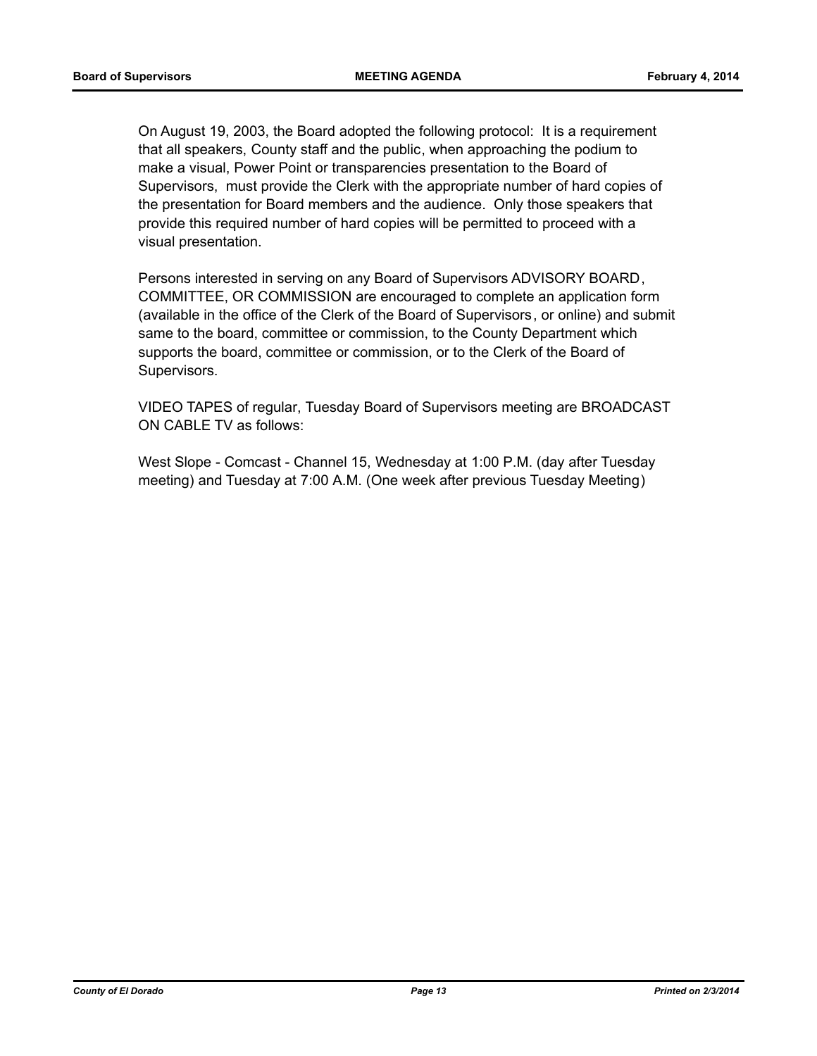On August 19, 2003, the Board adopted the following protocol: It is a requirement that all speakers, County staff and the public, when approaching the podium to make a visual, Power Point or transparencies presentation to the Board of Supervisors, must provide the Clerk with the appropriate number of hard copies of the presentation for Board members and the audience. Only those speakers that provide this required number of hard copies will be permitted to proceed with a visual presentation.

Persons interested in serving on any Board of Supervisors ADVISORY BOARD, COMMITTEE, OR COMMISSION are encouraged to complete an application form (available in the office of the Clerk of the Board of Supervisors, or online) and submit same to the board, committee or commission, to the County Department which supports the board, committee or commission, or to the Clerk of the Board of Supervisors.

VIDEO TAPES of regular, Tuesday Board of Supervisors meeting are BROADCAST ON CABLE TV as follows:

West Slope - Comcast - Channel 15, Wednesday at 1:00 P.M. (day after Tuesday meeting) and Tuesday at 7:00 A.M. (One week after previous Tuesday Meeting)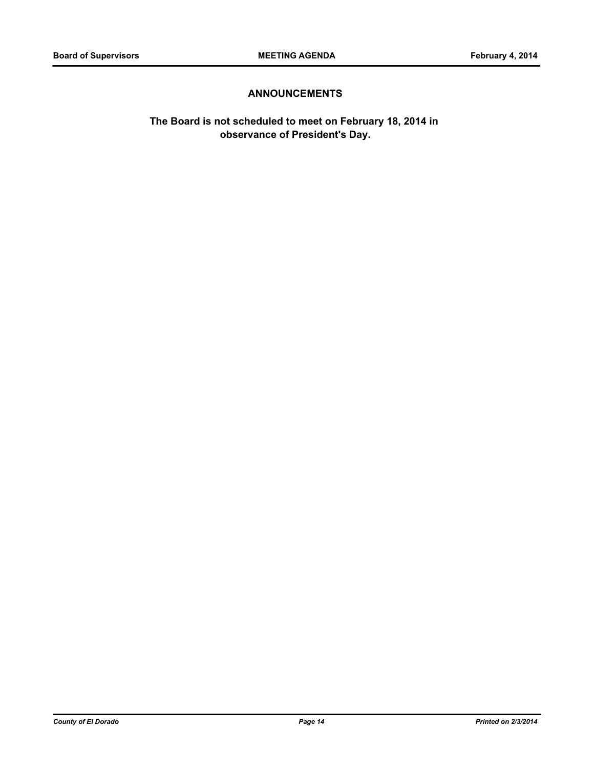## ANNOUNCEMENTS

**The Board is not scheduled to meet on February 18, 2014 in observance of President's Day.**